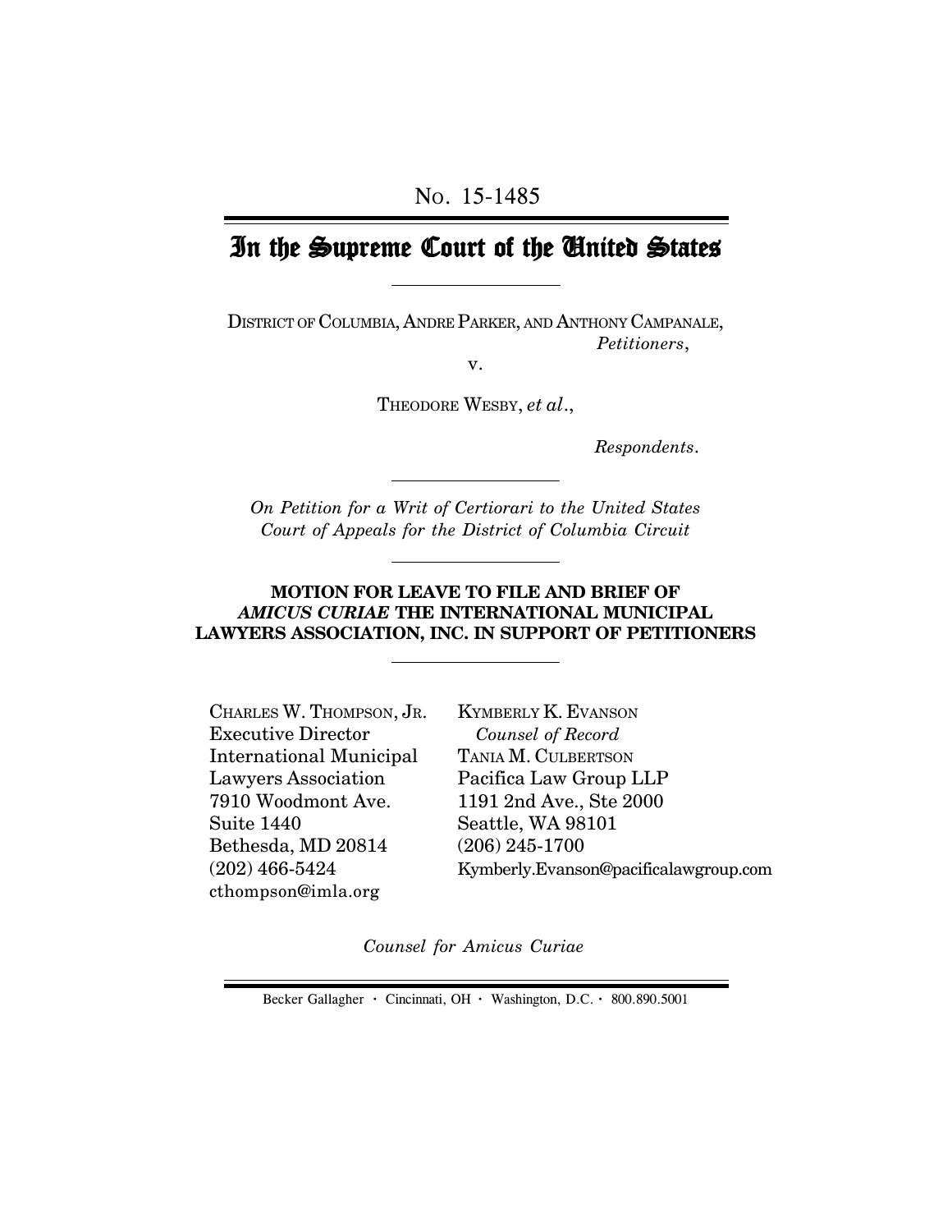No. 15-1485

# In the Supreme Court of the United States

DISTRICT OF COLUMBIA, ANDRE PARKER, AND ANTHONY CAMPANALE,
*Petitioners*,

v.

THEODORE WESBY, *et al*.,

*Respondents*.

*On Petition for a Writ of Certiorari to the United States Court of Appeals for the District of Columbia Circuit*

**MOTION FOR LEAVE TO FILE AND BRIEF OF *AMICUS CURIAE* THE INTERNATIONAL MUNICIPAL LAWYERS ASSOCIATION, INC. IN SUPPORT OF PETITIONERS**

CHARLES W. THOMPSON, JR.
Executive Director
International Municipal Lawyers Association
7910 Woodmont Ave.
Suite 1440
Bethesda, MD 20814
(202) 466-5424
cthompson@imla.org

KYMBERLY K. EVANSON
*Counsel of Record*
TANIA M. CULBERTSON
Pacifica Law Group LLP
1191 2nd Ave., Ste 2000
Seattle, WA 98101
(206) 245-1700
Kymberly.Evanson@pacificalawgroup.com

*Counsel for Amicus Curiae*

Becker Gallagher · Cincinnati, OH · Washington, D.C. · 800.890.5001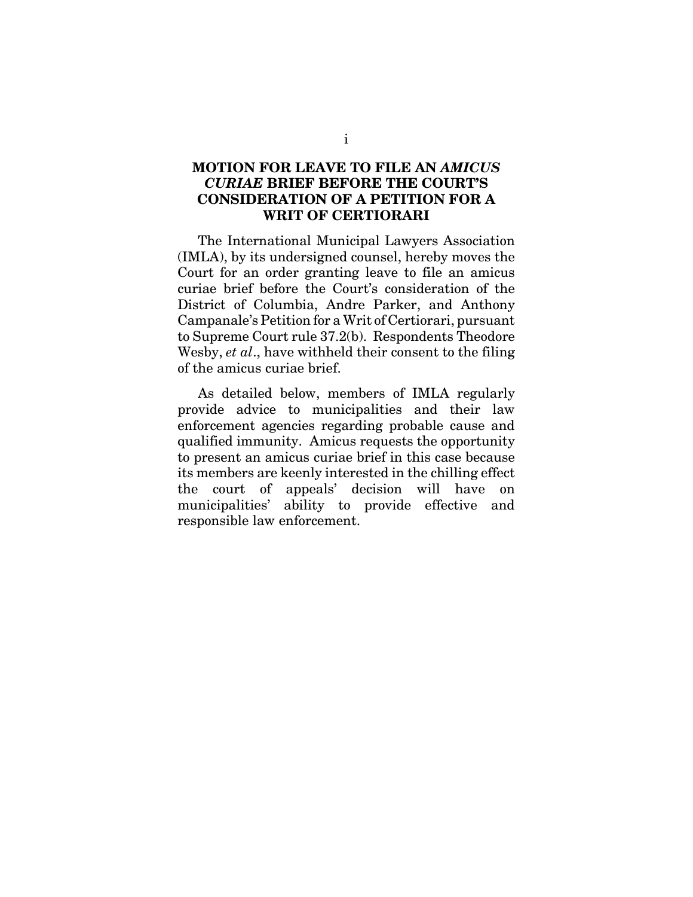## MOTION FOR LEAVE TO FILE AN *AMICUS CURIAE* BRIEF BEFORE THE COURT'S CONSIDERATION OF A PETITION FOR A WRIT OF CERTIORARI

The International Municipal Lawyers Association (IMLA), by its undersigned counsel, hereby moves the Court for an order granting leave to file an amicus curiae brief before the Court's consideration of the District of Columbia, Andre Parker, and Anthony Campanale's Petition for a Writ of Certiorari, pursuant to Supreme Court rule 37.2(b). Respondents Theodore Wesby, *et al*., have withheld their consent to the filing of the amicus curiae brief.

As detailed below, members of IMLA regularly provide advice to municipalities and their law enforcement agencies regarding probable cause and qualified immunity. Amicus requests the opportunity to present an amicus curiae brief in this case because its members are keenly interested in the chilling effect the court of appeals' decision will have on municipalities' ability to provide effective and responsible law enforcement.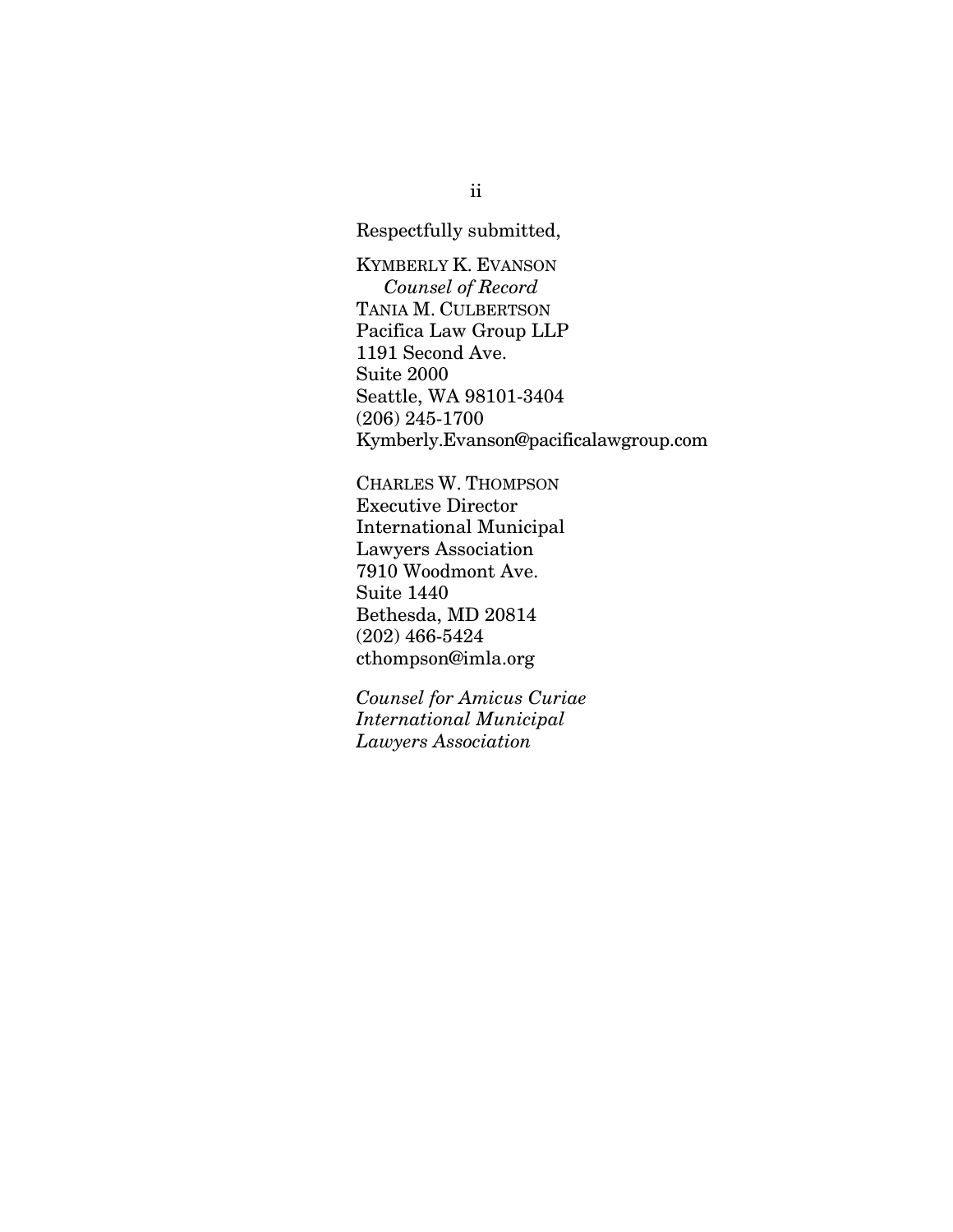Respectfully submitted,

KYMBERLY K. EVANSON
*Counsel of Record*
TANIA M. CULBERTSON
Pacifica Law Group LLP
1191 Second Ave.
Suite 2000
Seattle, WA 98101-3404
(206) 245-1700
Kymberly.Evanson@pacificalawgroup.com

CHARLES W. THOMPSON
Executive Director
International Municipal
Lawyers Association
7910 Woodmont Ave.
Suite 1440
Bethesda, MD 20814
(202) 466-5424
cthompson@imla.org

*Counsel for Amicus Curiae*
*International Municipal*
*Lawyers Association*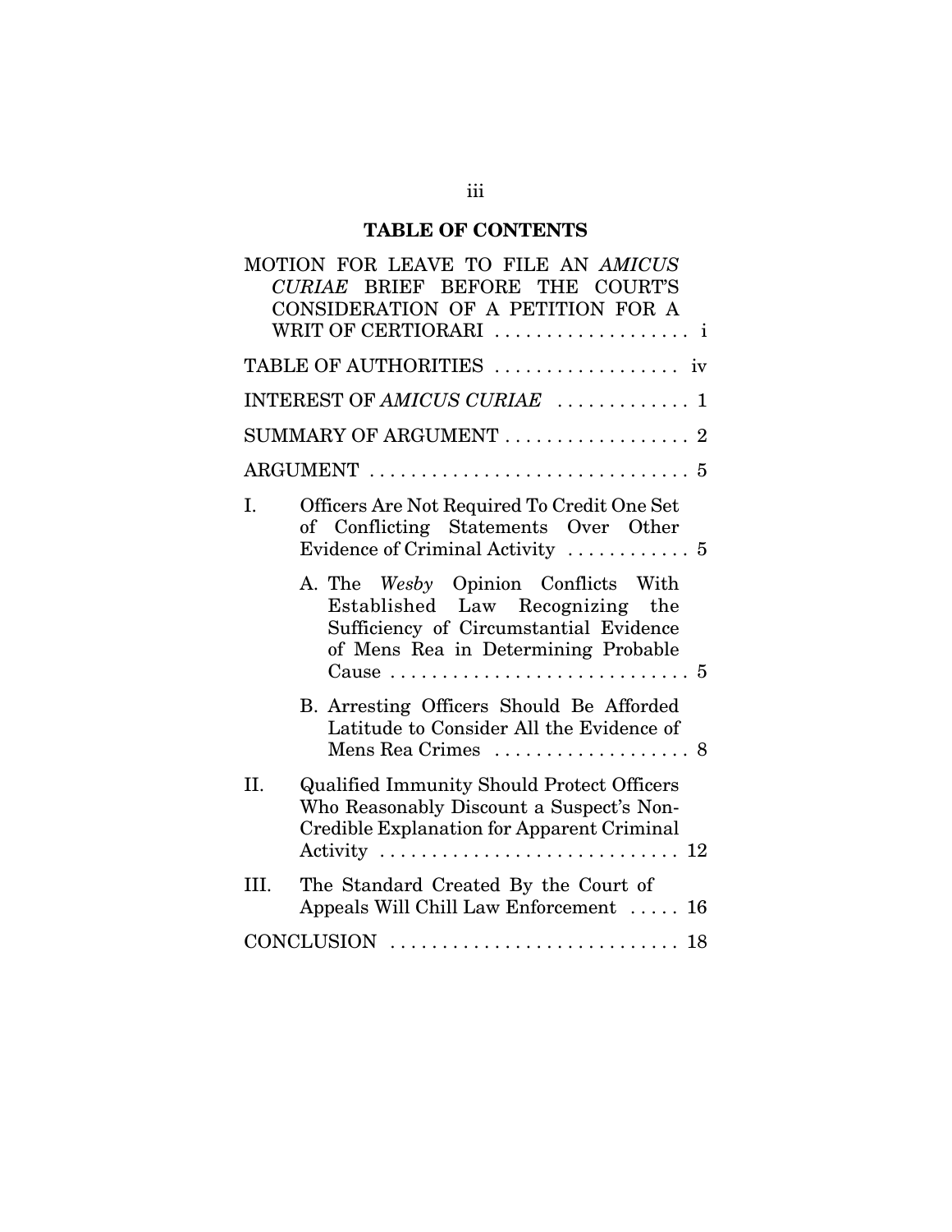## TABLE OF CONTENTS

MOTION FOR LEAVE TO FILE AN *AMICUS CURIAE* BRIEF BEFORE THE COURT'S CONSIDERATION OF A PETITION FOR A WRIT OF CERTIORARI . . . . . . . . . . . . . . . . . . i

TABLE OF AUTHORITIES . . . . . . . . . . . . . . . . . iv

INTEREST OF *AMICUS CURIAE* . . . . . . . . . . . . 1

SUMMARY OF ARGUMENT . . . . . . . . . . . . . . . . . 2

ARGUMENT . . . . . . . . . . . . . . . . . . . . . . . . . . . . . . 5

I. Officers Are Not Required To Credit One Set of Conflicting Statements Over Other Evidence of Criminal Activity . . . . . . . . . . . 5

   A. The *Wesby* Opinion Conflicts With Established Law Recognizing the Sufficiency of Circumstantial Evidence of Mens Rea in Determining Probable Cause . . . . . . . . . . . . . . . . . . . . . . . . . . . . 5

   B. Arresting Officers Should Be Afforded Latitude to Consider All the Evidence of Mens Rea Crimes . . . . . . . . . . . . . . . . . . 8

II. Qualified Immunity Should Protect Officers Who Reasonably Discount a Suspect's Non-Credible Explanation for Apparent Criminal Activity . . . . . . . . . . . . . . . . . . . . . . . . . . . . 12

III. The Standard Created By the Court of Appeals Will Chill Law Enforcement . . . . . 16

CONCLUSION . . . . . . . . . . . . . . . . . . . . . . . . . . . 18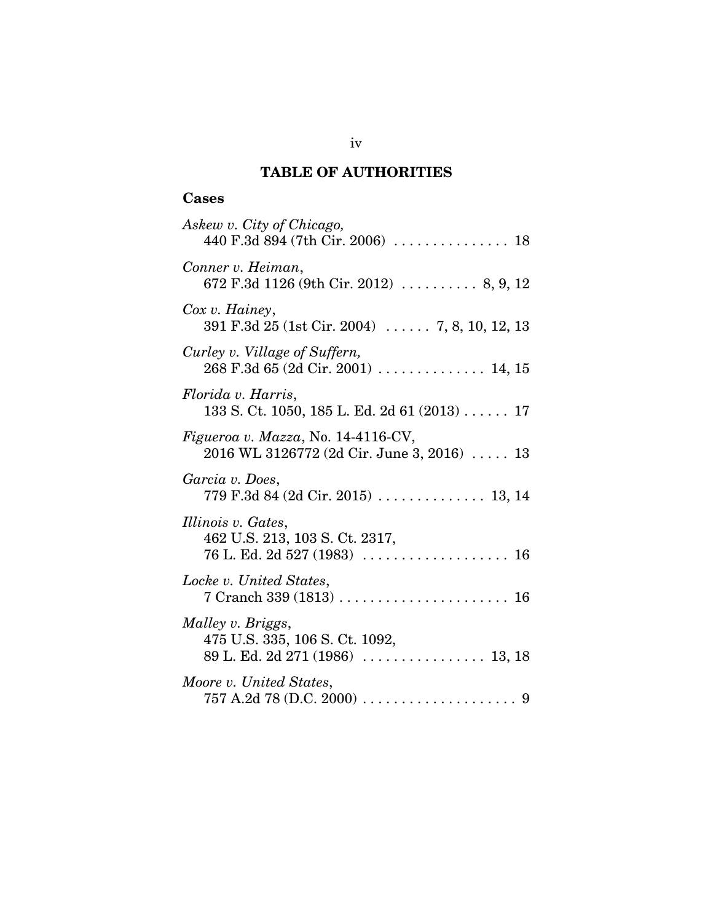# TABLE OF AUTHORITIES

## Cases

*Askew v. City of Chicago,*
440 F.3d 894 (7th Cir. 2006) . . . . . . . . . . . . . . . 18

*Conner v. Heiman*,
672 F.3d 1126 (9th Cir. 2012) . . . . . . . . . . 8, 9, 12

*Cox v. Hainey*,
391 F.3d 25 (1st Cir. 2004) . . . . . . 7, 8, 10, 12, 13

*Curley v. Village of Suffern,*
268 F.3d 65 (2d Cir. 2001) . . . . . . . . . . . . . . 14, 15

*Florida v. Harris*,
133 S. Ct. 1050, 185 L. Ed. 2d 61 (2013) . . . . . . 17

*Figueroa v. Mazza*, No. 14-4116-CV,
2016 WL 3126772 (2d Cir. June 3, 2016) . . . . . 13

*Garcia v. Does*,
779 F.3d 84 (2d Cir. 2015) . . . . . . . . . . . . . . 13, 14

*Illinois v. Gates*,
462 U.S. 213, 103 S. Ct. 2317,
76 L. Ed. 2d 527 (1983) . . . . . . . . . . . . . . . . . . . 16

*Locke v. United States*,
7 Cranch 339 (1813) . . . . . . . . . . . . . . . . . . . . . . 16

*Malley v. Briggs*,
475 U.S. 335, 106 S. Ct. 1092,
89 L. Ed. 2d 271 (1986) . . . . . . . . . . . . . . . . 13, 18

*Moore v. United States*,
757 A.2d 78 (D.C. 2000) . . . . . . . . . . . . . . . . . . . . 9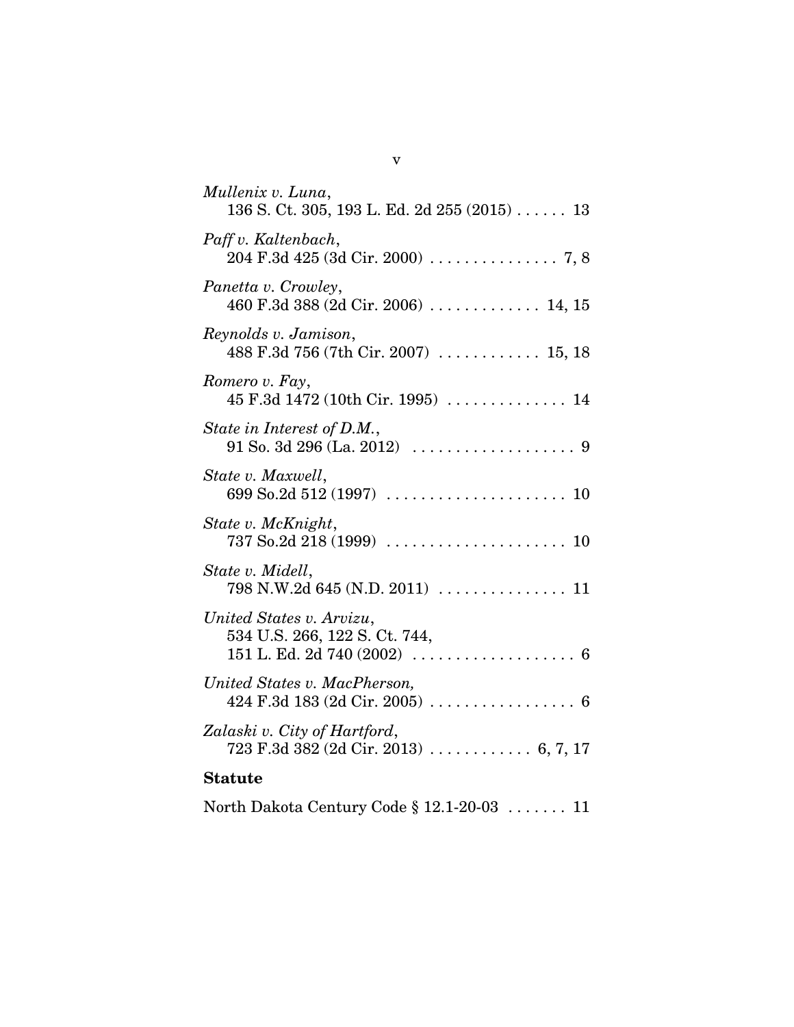*Mullenix v. Luna*,
136 S. Ct. 305, 193 L. Ed. 2d 255 (2015) . . . . . . 13

*Paff v. Kaltenbach*,
204 F.3d 425 (3d Cir. 2000) . . . . . . . . . . . . . . . 7, 8

*Panetta v. Crowley*,
460 F.3d 388 (2d Cir. 2006) . . . . . . . . . . . . . 14, 15

*Reynolds v. Jamison*,
488 F.3d 756 (7th Cir. 2007) . . . . . . . . . . . . 15, 18

*Romero v. Fay*,
45 F.3d 1472 (10th Cir. 1995) . . . . . . . . . . . . . . 14

*State in Interest of D.M.*,
91 So. 3d 296 (La. 2012) . . . . . . . . . . . . . . . . . . . 9

*State v. Maxwell*,
699 So.2d 512 (1997) . . . . . . . . . . . . . . . . . . . . . 10

*State v. McKnight*,
737 So.2d 218 (1999) . . . . . . . . . . . . . . . . . . . . . 10

*State v. Midell*,
798 N.W.2d 645 (N.D. 2011) . . . . . . . . . . . . . . . 11

*United States v. Arvizu*,
534 U.S. 266, 122 S. Ct. 744,
151 L. Ed. 2d 740 (2002) . . . . . . . . . . . . . . . . . . . 6

*United States v. MacPherson,*
424 F.3d 183 (2d Cir. 2005) . . . . . . . . . . . . . . . . . 6

*Zalaski v. City of Hartford*,
723 F.3d 382 (2d Cir. 2013) . . . . . . . . . . . . 6, 7, 17

**Statute**

North Dakota Century Code § 12.1-20-03 . . . . . . . 11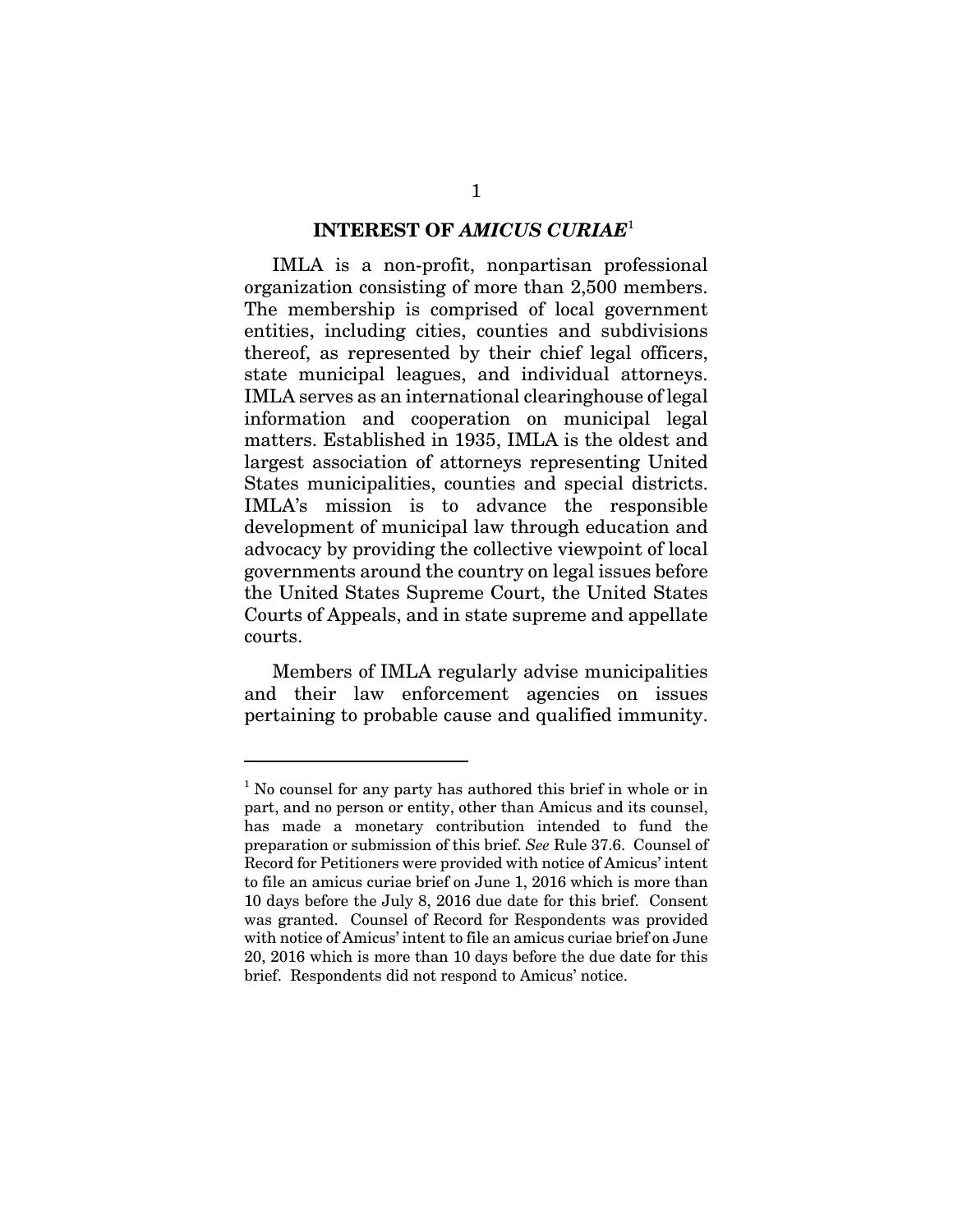## INTEREST OF *AMICUS CURIAE*[1]

IMLA is a non-profit, nonpartisan professional organization consisting of more than 2,500 members. The membership is comprised of local government entities, including cities, counties and subdivisions thereof, as represented by their chief legal officers, state municipal leagues, and individual attorneys. IMLA serves as an international clearinghouse of legal information and cooperation on municipal legal matters. Established in 1935, IMLA is the oldest and largest association of attorneys representing United States municipalities, counties and special districts. IMLA's mission is to advance the responsible development of municipal law through education and advocacy by providing the collective viewpoint of local governments around the country on legal issues before the United States Supreme Court, the United States Courts of Appeals, and in state supreme and appellate courts.

Members of IMLA regularly advise municipalities and their law enforcement agencies on issues pertaining to probable cause and qualified immunity.

---

[1] No counsel for any party has authored this brief in whole or in part, and no person or entity, other than Amicus and its counsel, has made a monetary contribution intended to fund the preparation or submission of this brief. *See* Rule 37.6. Counsel of Record for Petitioners were provided with notice of Amicus' intent to file an amicus curiae brief on June 1, 2016 which is more than 10 days before the July 8, 2016 due date for this brief. Consent was granted. Counsel of Record for Respondents was provided with notice of Amicus' intent to file an amicus curiae brief on June 20, 2016 which is more than 10 days before the due date for this brief. Respondents did not respond to Amicus' notice.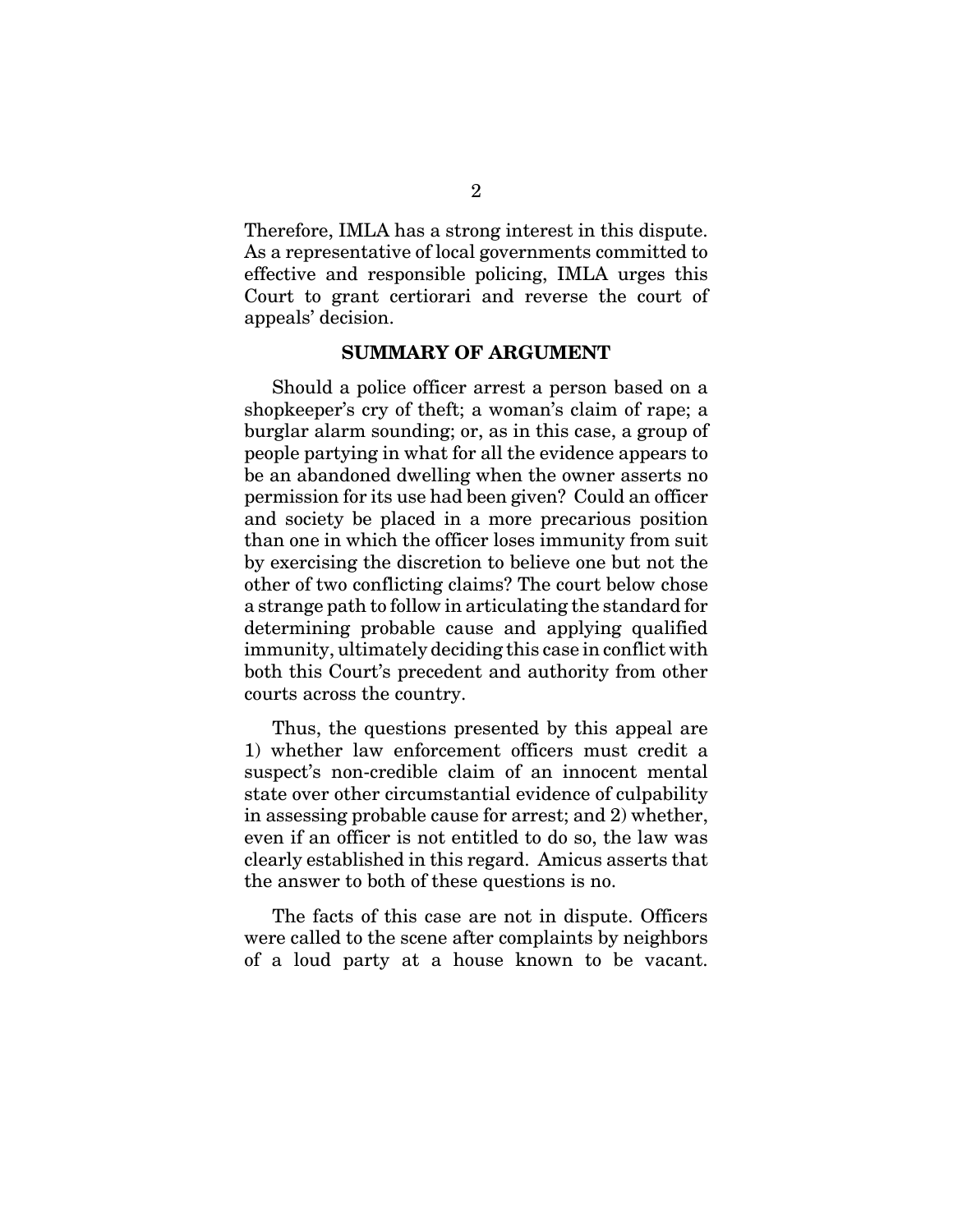Therefore, IMLA has a strong interest in this dispute. As a representative of local governments committed to effective and responsible policing, IMLA urges this Court to grant certiorari and reverse the court of appeals' decision.

## SUMMARY OF ARGUMENT

Should a police officer arrest a person based on a shopkeeper's cry of theft; a woman's claim of rape; a burglar alarm sounding; or, as in this case, a group of people partying in what for all the evidence appears to be an abandoned dwelling when the owner asserts no permission for its use had been given? Could an officer and society be placed in a more precarious position than one in which the officer loses immunity from suit by exercising the discretion to believe one but not the other of two conflicting claims? The court below chose a strange path to follow in articulating the standard for determining probable cause and applying qualified immunity, ultimately deciding this case in conflict with both this Court's precedent and authority from other courts across the country.

Thus, the questions presented by this appeal are 1) whether law enforcement officers must credit a suspect's non-credible claim of an innocent mental state over other circumstantial evidence of culpability in assessing probable cause for arrest; and 2) whether, even if an officer is not entitled to do so, the law was clearly established in this regard. Amicus asserts that the answer to both of these questions is no.

The facts of this case are not in dispute. Officers were called to the scene after complaints by neighbors of a loud party at a house known to be vacant.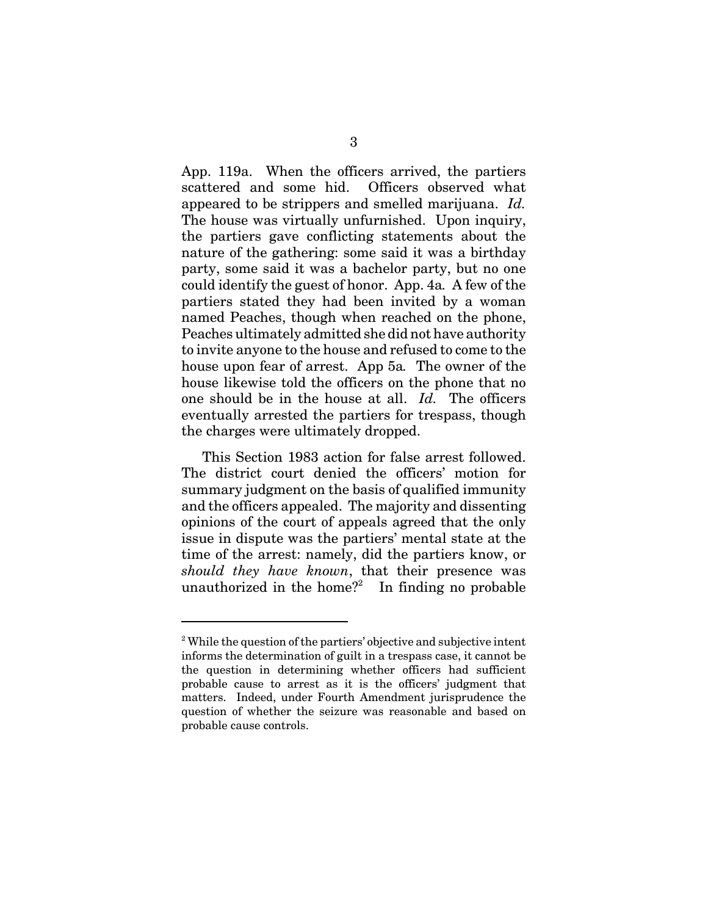App. 119a. When the officers arrived, the partiers scattered and some hid. Officers observed what appeared to be strippers and smelled marijuana. *Id.* The house was virtually unfurnished. Upon inquiry, the partiers gave conflicting statements about the nature of the gathering: some said it was a birthday party, some said it was a bachelor party, but no one could identify the guest of honor. App. 4a. A few of the partiers stated they had been invited by a woman named Peaches, though when reached on the phone, Peaches ultimately admitted she did not have authority to invite anyone to the house and refused to come to the house upon fear of arrest. App 5a. The owner of the house likewise told the officers on the phone that no one should be in the house at all. *Id.* The officers eventually arrested the partiers for trespass, though the charges were ultimately dropped.

This Section 1983 action for false arrest followed. The district court denied the officers' motion for summary judgment on the basis of qualified immunity and the officers appealed. The majority and dissenting opinions of the court of appeals agreed that the only issue in dispute was the partiers' mental state at the time of the arrest: namely, did the partiers know, or *should they have known*, that their presence was unauthorized in the home?[2] In finding no probable

---

[2] While the question of the partiers' objective and subjective intent informs the determination of guilt in a trespass case, it cannot be the question in determining whether officers had sufficient probable cause to arrest as it is the officers' judgment that matters. Indeed, under Fourth Amendment jurisprudence the question of whether the seizure was reasonable and based on probable cause controls.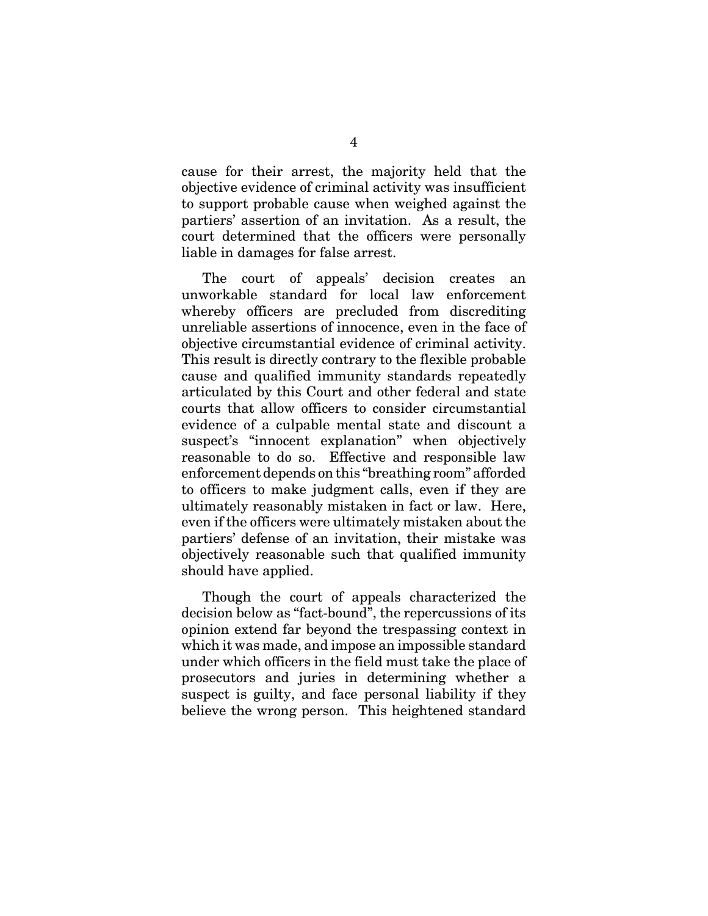cause for their arrest, the majority held that the objective evidence of criminal activity was insufficient to support probable cause when weighed against the partiers' assertion of an invitation. As a result, the court determined that the officers were personally liable in damages for false arrest.

The court of appeals' decision creates an unworkable standard for local law enforcement whereby officers are precluded from discrediting unreliable assertions of innocence, even in the face of objective circumstantial evidence of criminal activity. This result is directly contrary to the flexible probable cause and qualified immunity standards repeatedly articulated by this Court and other federal and state courts that allow officers to consider circumstantial evidence of a culpable mental state and discount a suspect's "innocent explanation" when objectively reasonable to do so. Effective and responsible law enforcement depends on this "breathing room" afforded to officers to make judgment calls, even if they are ultimately reasonably mistaken in fact or law. Here, even if the officers were ultimately mistaken about the partiers' defense of an invitation, their mistake was objectively reasonable such that qualified immunity should have applied.

Though the court of appeals characterized the decision below as "fact-bound", the repercussions of its opinion extend far beyond the trespassing context in which it was made, and impose an impossible standard under which officers in the field must take the place of prosecutors and juries in determining whether a suspect is guilty, and face personal liability if they believe the wrong person. This heightened standard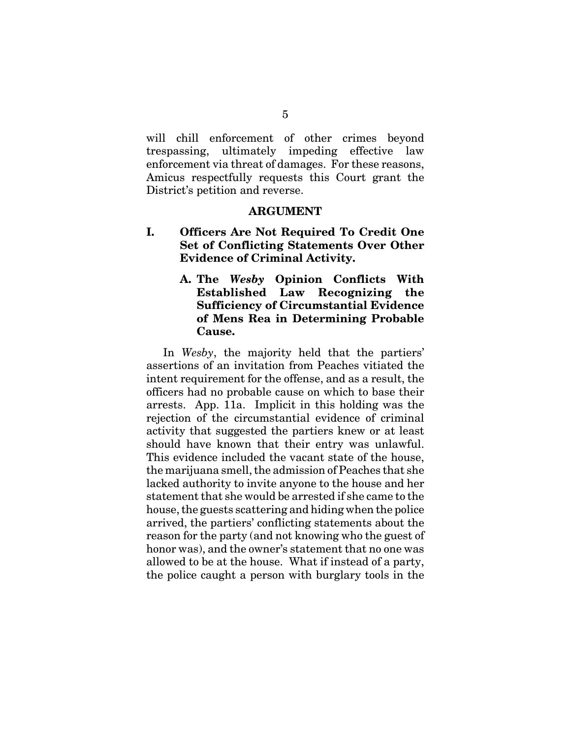will chill enforcement of other crimes beyond trespassing, ultimately impeding effective law enforcement via threat of damages. For these reasons, Amicus respectfully requests this Court grant the District's petition and reverse.

## ARGUMENT

### I. Officers Are Not Required To Credit One Set of Conflicting Statements Over Other Evidence of Criminal Activity.

#### A. The *Wesby* Opinion Conflicts With Established Law Recognizing the Sufficiency of Circumstantial Evidence of Mens Rea in Determining Probable Cause.

In *Wesby*, the majority held that the partiers' assertions of an invitation from Peaches vitiated the intent requirement for the offense, and as a result, the officers had no probable cause on which to base their arrests. App. 11a. Implicit in this holding was the rejection of the circumstantial evidence of criminal activity that suggested the partiers knew or at least should have known that their entry was unlawful. This evidence included the vacant state of the house, the marijuana smell, the admission of Peaches that she lacked authority to invite anyone to the house and her statement that she would be arrested if she came to the house, the guests scattering and hiding when the police arrived, the partiers' conflicting statements about the reason for the party (and not knowing who the guest of honor was), and the owner's statement that no one was allowed to be at the house. What if instead of a party, the police caught a person with burglary tools in the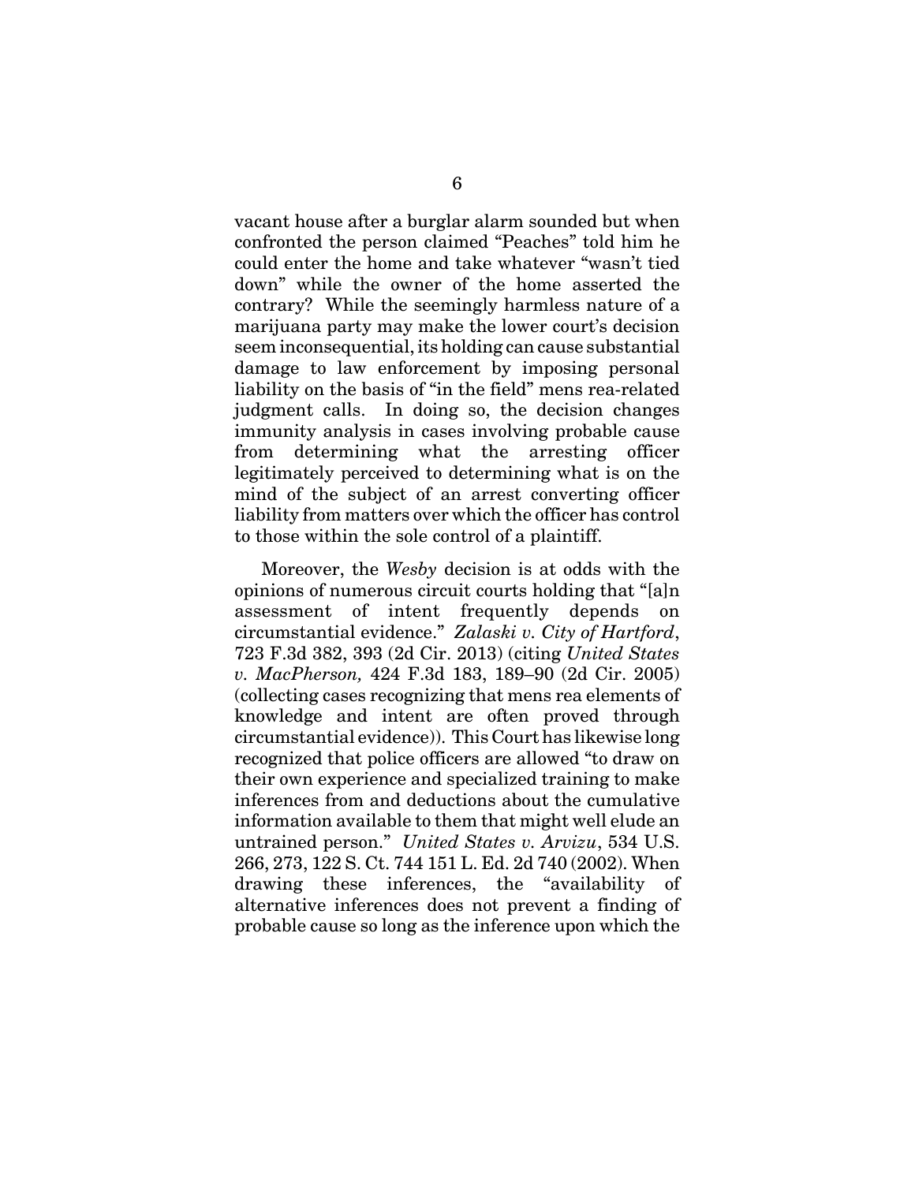vacant house after a burglar alarm sounded but when confronted the person claimed "Peaches" told him he could enter the home and take whatever "wasn't tied down" while the owner of the home asserted the contrary? While the seemingly harmless nature of a marijuana party may make the lower court's decision seem inconsequential, its holding can cause substantial damage to law enforcement by imposing personal liability on the basis of "in the field" mens rea-related judgment calls. In doing so, the decision changes immunity analysis in cases involving probable cause from determining what the arresting officer legitimately perceived to determining what is on the mind of the subject of an arrest converting officer liability from matters over which the officer has control to those within the sole control of a plaintiff.

Moreover, the *Wesby* decision is at odds with the opinions of numerous circuit courts holding that "[a]n assessment of intent frequently depends on circumstantial evidence." *Zalaski v. City of Hartford*, 723 F.3d 382, 393 (2d Cir. 2013) (citing *United States v. MacPherson,* 424 F.3d 183, 189–90 (2d Cir. 2005) (collecting cases recognizing that mens rea elements of knowledge and intent are often proved through circumstantial evidence)). This Court has likewise long recognized that police officers are allowed "to draw on their own experience and specialized training to make inferences from and deductions about the cumulative information available to them that might well elude an untrained person." *United States v. Arvizu*, 534 U.S. 266, 273, 122 S. Ct. 744 151 L. Ed. 2d 740 (2002). When drawing these inferences, the "availability of alternative inferences does not prevent a finding of probable cause so long as the inference upon which the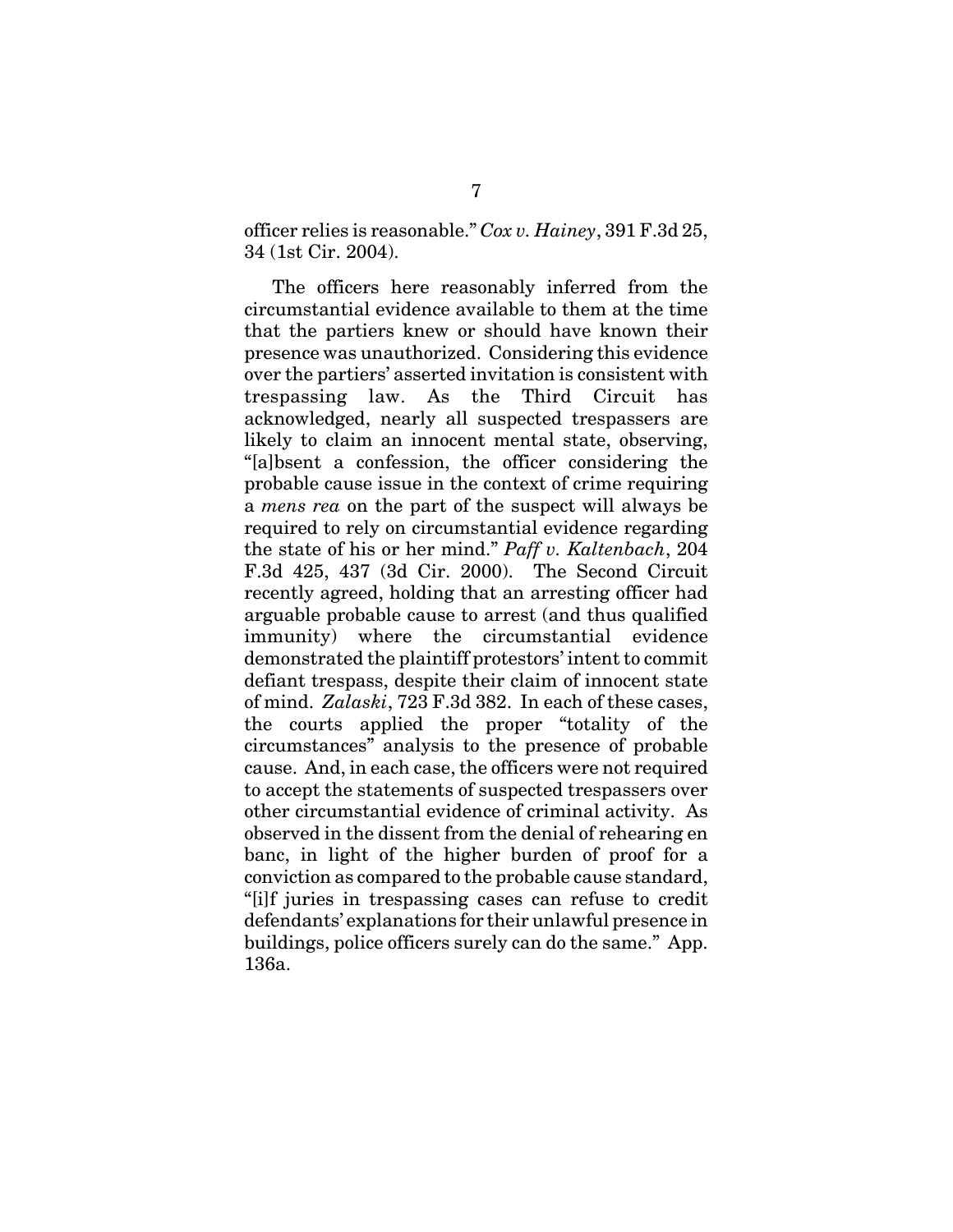officer relies is reasonable." *Cox v. Hainey*, 391 F.3d 25, 34 (1st Cir. 2004).

The officers here reasonably inferred from the circumstantial evidence available to them at the time that the partiers knew or should have known their presence was unauthorized. Considering this evidence over the partiers' asserted invitation is consistent with trespassing law. As the Third Circuit has acknowledged, nearly all suspected trespassers are likely to claim an innocent mental state, observing, "[a]bsent a confession, the officer considering the probable cause issue in the context of crime requiring a *mens rea* on the part of the suspect will always be required to rely on circumstantial evidence regarding the state of his or her mind." *Paff v. Kaltenbach*, 204 F.3d 425, 437 (3d Cir. 2000). The Second Circuit recently agreed, holding that an arresting officer had arguable probable cause to arrest (and thus qualified immunity) where the circumstantial evidence demonstrated the plaintiff protestors' intent to commit defiant trespass, despite their claim of innocent state of mind. *Zalaski*, 723 F.3d 382. In each of these cases, the courts applied the proper "totality of the circumstances" analysis to the presence of probable cause. And, in each case, the officers were not required to accept the statements of suspected trespassers over other circumstantial evidence of criminal activity. As observed in the dissent from the denial of rehearing en banc, in light of the higher burden of proof for a conviction as compared to the probable cause standard, "[i]f juries in trespassing cases can refuse to credit defendants' explanations for their unlawful presence in buildings, police officers surely can do the same." App. 136a.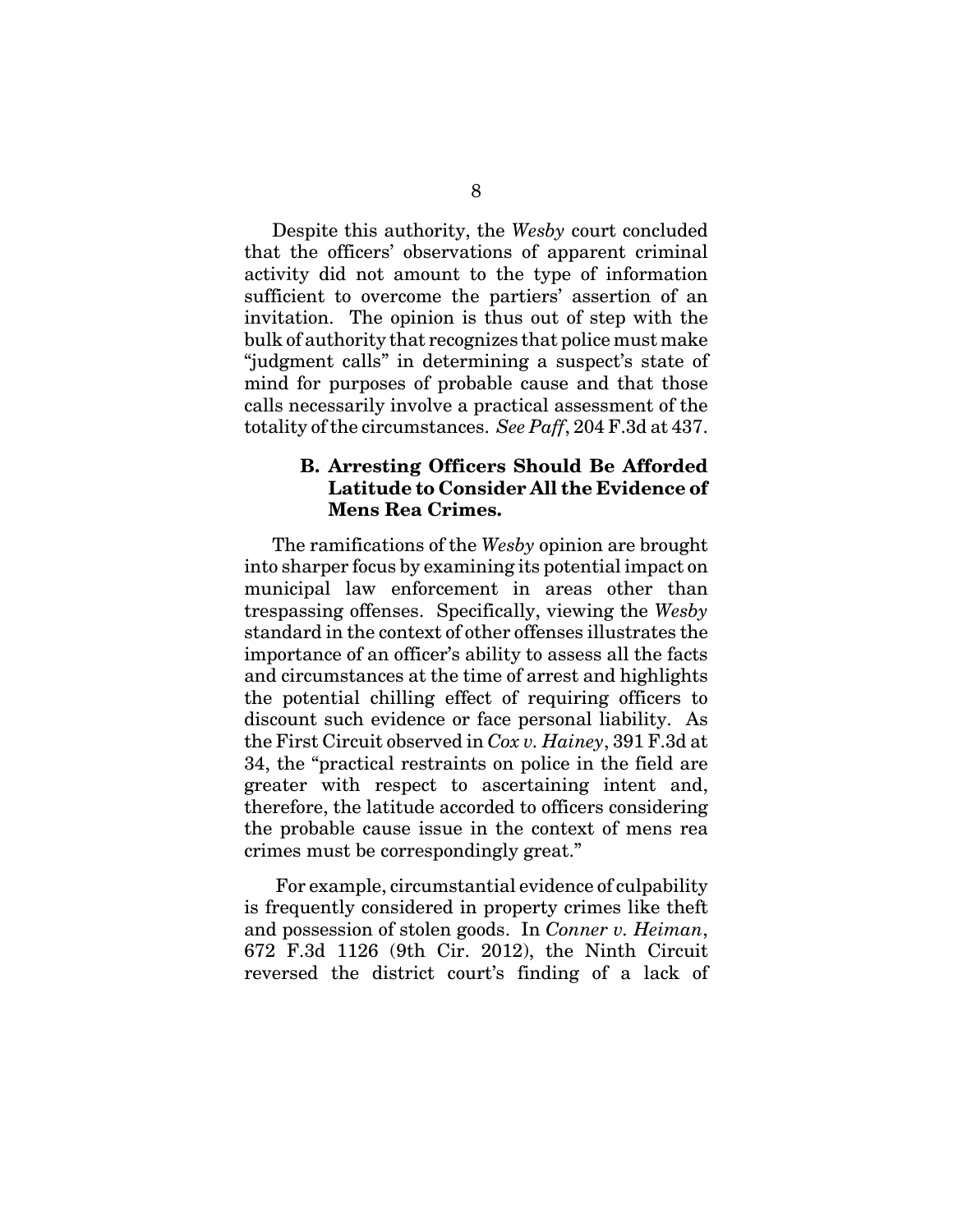Despite this authority, the *Wesby* court concluded that the officers' observations of apparent criminal activity did not amount to the type of information sufficient to overcome the partiers' assertion of an invitation. The opinion is thus out of step with the bulk of authority that recognizes that police must make "judgment calls" in determining a suspect's state of mind for purposes of probable cause and that those calls necessarily involve a practical assessment of the totality of the circumstances. *See Paff*, 204 F.3d at 437.

### B. Arresting Officers Should Be Afforded Latitude to Consider All the Evidence of Mens Rea Crimes.

The ramifications of the *Wesby* opinion are brought into sharper focus by examining its potential impact on municipal law enforcement in areas other than trespassing offenses. Specifically, viewing the *Wesby* standard in the context of other offenses illustrates the importance of an officer's ability to assess all the facts and circumstances at the time of arrest and highlights the potential chilling effect of requiring officers to discount such evidence or face personal liability. As the First Circuit observed in *Cox v. Hainey*, 391 F.3d at 34, the "practical restraints on police in the field are greater with respect to ascertaining intent and, therefore, the latitude accorded to officers considering the probable cause issue in the context of mens rea crimes must be correspondingly great."

For example, circumstantial evidence of culpability is frequently considered in property crimes like theft and possession of stolen goods. In *Conner v. Heiman*, 672 F.3d 1126 (9th Cir. 2012), the Ninth Circuit reversed the district court's finding of a lack of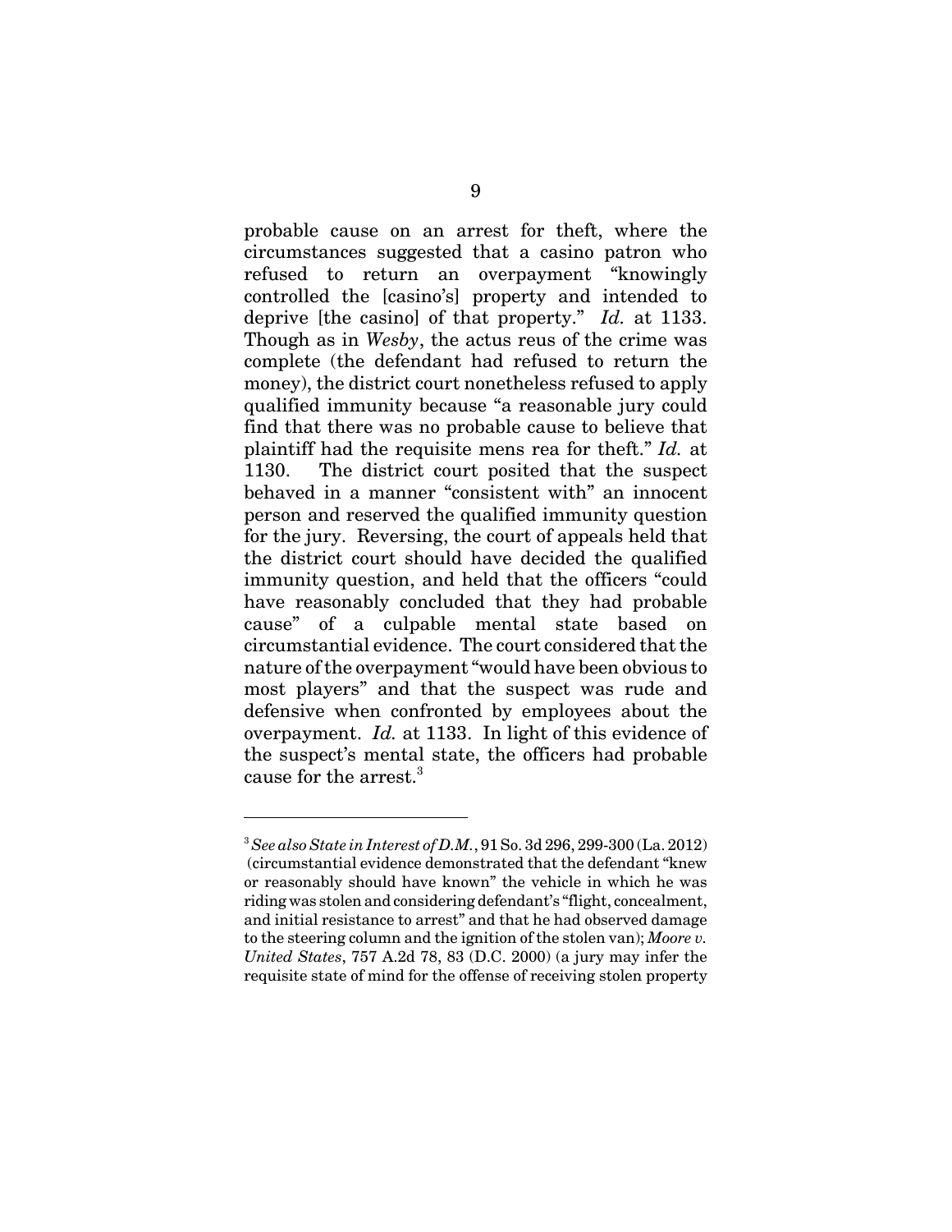probable cause on an arrest for theft, where the circumstances suggested that a casino patron who refused to return an overpayment "knowingly controlled the [casino's] property and intended to deprive [the casino] of that property." *Id.* at 1133. Though as in *Wesby*, the actus reus of the crime was complete (the defendant had refused to return the money), the district court nonetheless refused to apply qualified immunity because "a reasonable jury could find that there was no probable cause to believe that plaintiff had the requisite mens rea for theft." *Id.* at 1130. The district court posited that the suspect behaved in a manner "consistent with" an innocent person and reserved the qualified immunity question for the jury. Reversing, the court of appeals held that the district court should have decided the qualified immunity question, and held that the officers "could have reasonably concluded that they had probable cause" of a culpable mental state based on circumstantial evidence. The court considered that the nature of the overpayment "would have been obvious to most players" and that the suspect was rude and defensive when confronted by employees about the overpayment. *Id.* at 1133. In light of this evidence of the suspect's mental state, the officers had probable cause for the arrest.[3]

---

[3] *See also State in Interest of D.M.*, 91 So. 3d 296, 299-300 (La. 2012) (circumstantial evidence demonstrated that the defendant "knew or reasonably should have known" the vehicle in which he was riding was stolen and considering defendant's "flight, concealment, and initial resistance to arrest" and that he had observed damage to the steering column and the ignition of the stolen van); *Moore v. United States*, 757 A.2d 78, 83 (D.C. 2000) (a jury may infer the requisite state of mind for the offense of receiving stolen property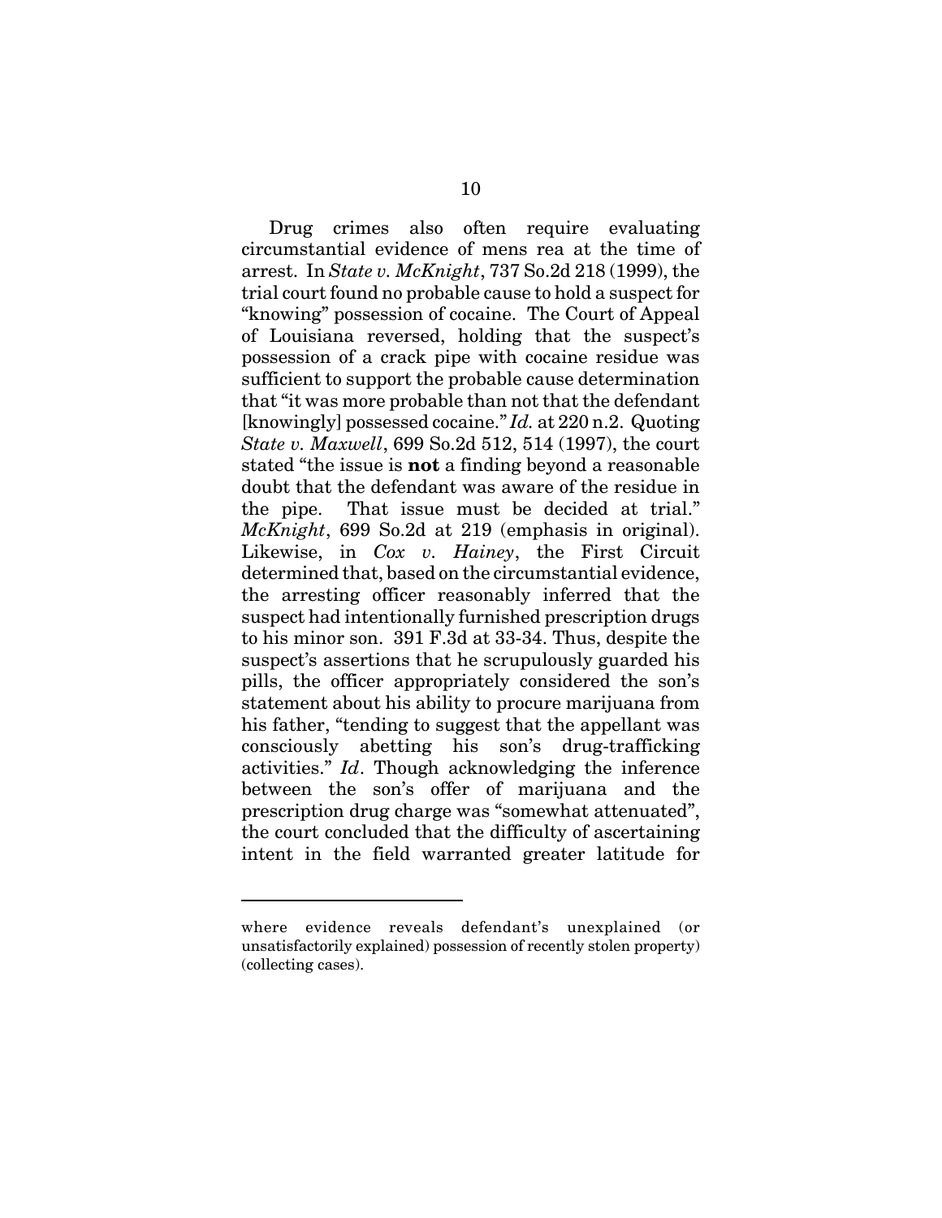Drug crimes also often require evaluating circumstantial evidence of mens rea at the time of arrest. In *State v. McKnight*, 737 So.2d 218 (1999), the trial court found no probable cause to hold a suspect for "knowing" possession of cocaine. The Court of Appeal of Louisiana reversed, holding that the suspect's possession of a crack pipe with cocaine residue was sufficient to support the probable cause determination that "it was more probable than not that the defendant [knowingly] possessed cocaine." *Id.* at 220 n.2. Quoting *State v. Maxwell*, 699 So.2d 512, 514 (1997), the court stated "the issue is **not** a finding beyond a reasonable doubt that the defendant was aware of the residue in the pipe. That issue must be decided at trial." *McKnight*, 699 So.2d at 219 (emphasis in original). Likewise, in *Cox v. Hainey*, the First Circuit determined that, based on the circumstantial evidence, the arresting officer reasonably inferred that the suspect had intentionally furnished prescription drugs to his minor son. 391 F.3d at 33-34. Thus, despite the suspect's assertions that he scrupulously guarded his pills, the officer appropriately considered the son's statement about his ability to procure marijuana from his father, "tending to suggest that the appellant was consciously abetting his son's drug-trafficking activities." *Id*. Though acknowledging the inference between the son's offer of marijuana and the prescription drug charge was "somewhat attenuated", the court concluded that the difficulty of ascertaining intent in the field warranted greater latitude for

---

where evidence reveals defendant's unexplained (or unsatisfactorily explained) possession of recently stolen property) (collecting cases).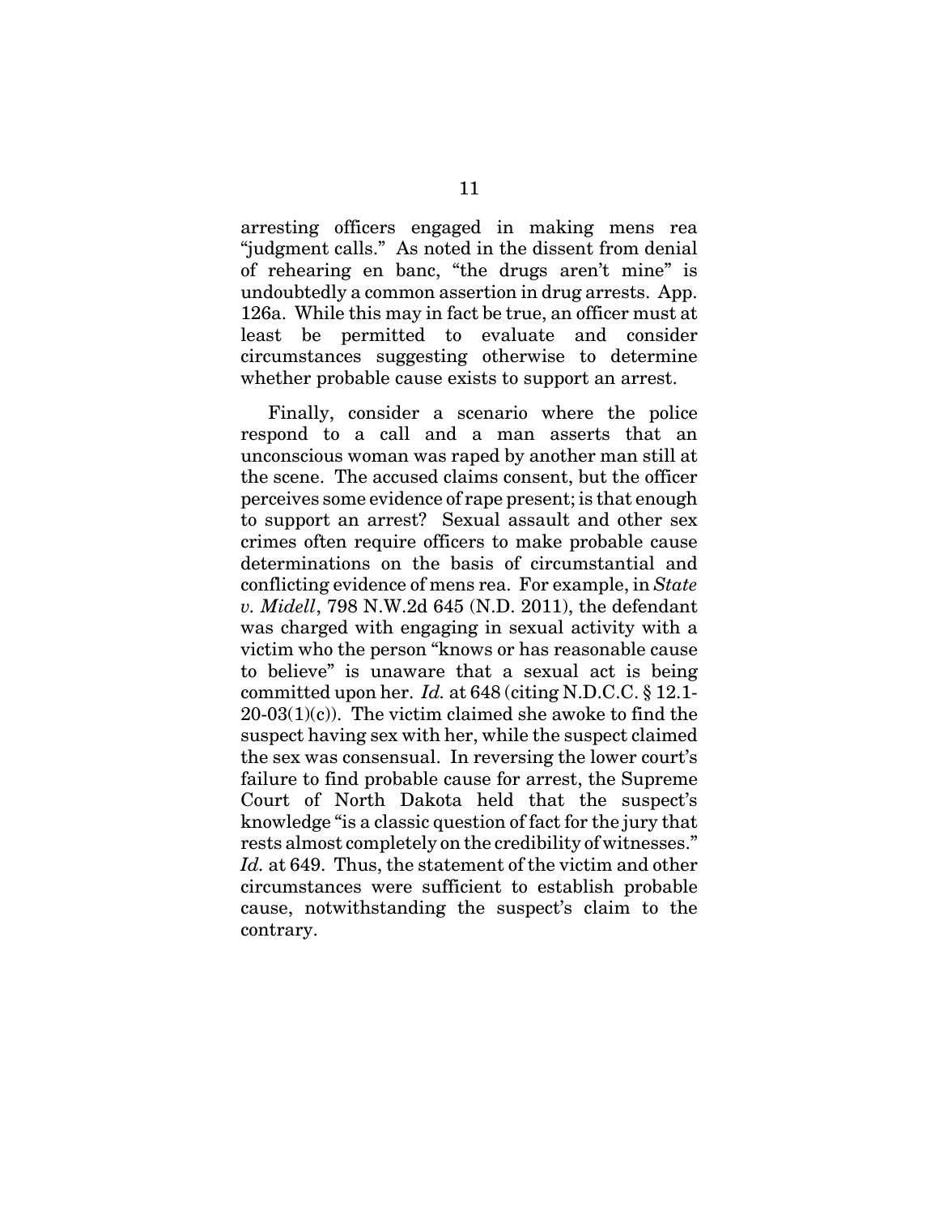arresting officers engaged in making mens rea "judgment calls." As noted in the dissent from denial of rehearing en banc, "the drugs aren't mine" is undoubtedly a common assertion in drug arrests. App. 126a. While this may in fact be true, an officer must at least be permitted to evaluate and consider circumstances suggesting otherwise to determine whether probable cause exists to support an arrest.

Finally, consider a scenario where the police respond to a call and a man asserts that an unconscious woman was raped by another man still at the scene. The accused claims consent, but the officer perceives some evidence of rape present; is that enough to support an arrest? Sexual assault and other sex crimes often require officers to make probable cause determinations on the basis of circumstantial and conflicting evidence of mens rea. For example, in *State v. Midell*, 798 N.W.2d 645 (N.D. 2011), the defendant was charged with engaging in sexual activity with a victim who the person "knows or has reasonable cause to believe" is unaware that a sexual act is being committed upon her. *Id.* at 648 (citing N.D.C.C. § 12.1-20-03(1)(c)). The victim claimed she awoke to find the suspect having sex with her, while the suspect claimed the sex was consensual. In reversing the lower court's failure to find probable cause for arrest, the Supreme Court of North Dakota held that the suspect's knowledge "is a classic question of fact for the jury that rests almost completely on the credibility of witnesses." *Id.* at 649. Thus, the statement of the victim and other circumstances were sufficient to establish probable cause, notwithstanding the suspect's claim to the contrary.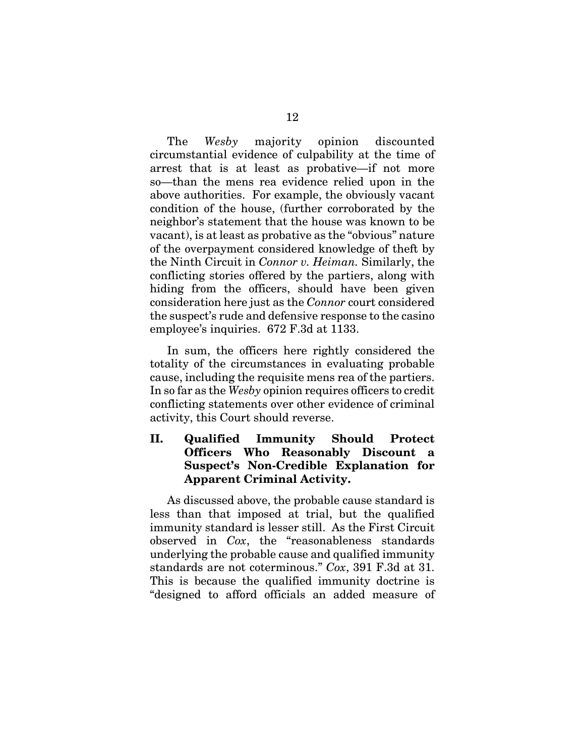The *Wesby* majority opinion discounted circumstantial evidence of culpability at the time of arrest that is at least as probative—if not more so—than the mens rea evidence relied upon in the above authorities. For example, the obviously vacant condition of the house, (further corroborated by the neighbor's statement that the house was known to be vacant), is at least as probative as the "obvious" nature of the overpayment considered knowledge of theft by the Ninth Circuit in *Connor v. Heiman.* Similarly, the conflicting stories offered by the partiers, along with hiding from the officers, should have been given consideration here just as the *Connor* court considered the suspect's rude and defensive response to the casino employee's inquiries. 672 F.3d at 1133.

In sum, the officers here rightly considered the totality of the circumstances in evaluating probable cause, including the requisite mens rea of the partiers. In so far as the *Wesby* opinion requires officers to credit conflicting statements over other evidence of criminal activity, this Court should reverse.

## II. Qualified Immunity Should Protect Officers Who Reasonably Discount a Suspect's Non-Credible Explanation for Apparent Criminal Activity.

As discussed above, the probable cause standard is less than that imposed at trial, but the qualified immunity standard is lesser still. As the First Circuit observed in *Cox*, the "reasonableness standards underlying the probable cause and qualified immunity standards are not coterminous." *Cox*, 391 F.3d at 31. This is because the qualified immunity doctrine is "designed to afford officials an added measure of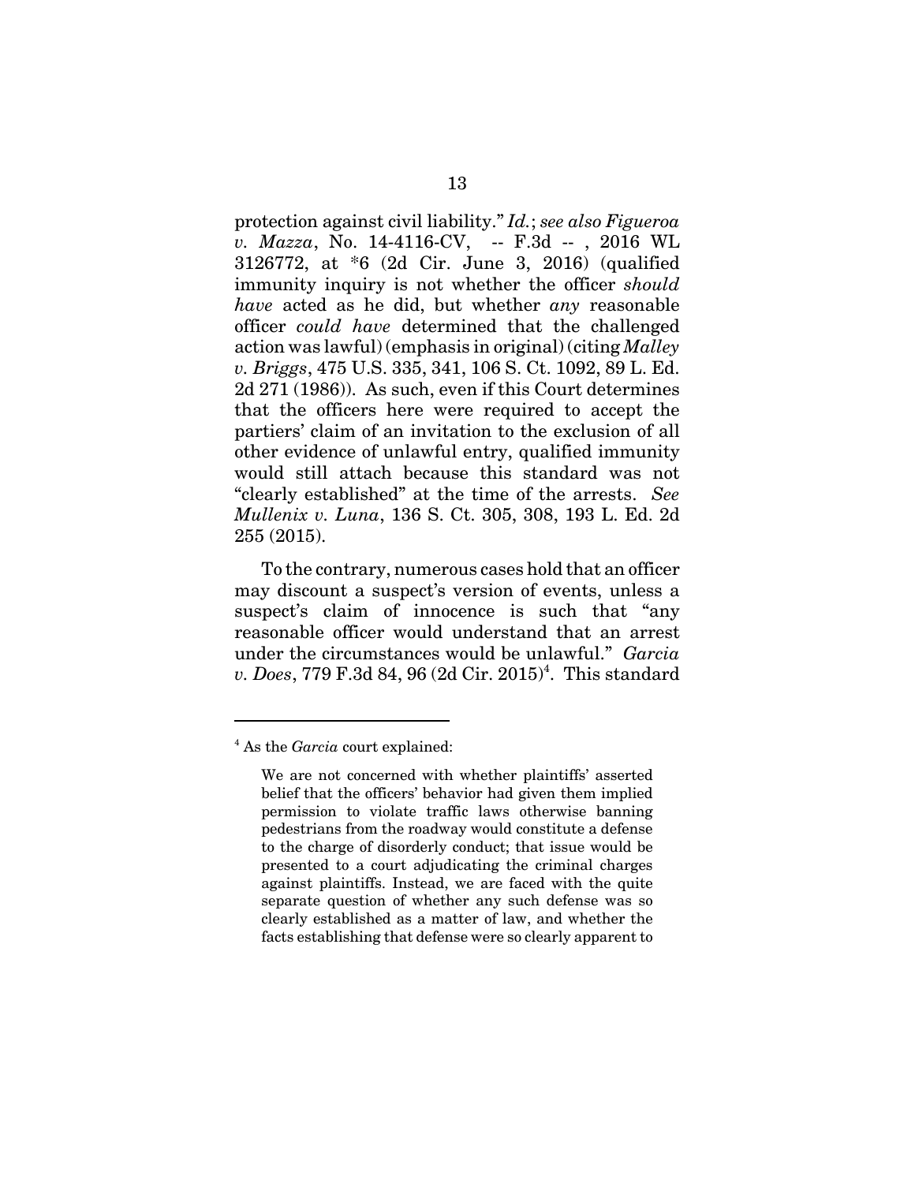protection against civil liability." *Id.*; *see also Figueroa v. Mazza*, No. 14-4116-CV, -- F.3d -- , 2016 WL 3126772, at *6 (2d Cir. June 3, 2016) (qualified immunity inquiry is not whether the officer *should have* acted as he did, but whether *any* reasonable officer *could have* determined that the challenged action was lawful) (emphasis in original) (citing *Malley v. Briggs*, 475 U.S. 335, 341, 106 S. Ct. 1092, 89 L. Ed. 2d 271 (1986)). As such, even if this Court determines that the officers here were required to accept the partiers' claim of an invitation to the exclusion of all other evidence of unlawful entry, qualified immunity would still attach because this standard was not "clearly established" at the time of the arrests. *See Mullenix v. Luna*, 136 S. Ct. 305, 308, 193 L. Ed. 2d 255 (2015).

To the contrary, numerous cases hold that an officer may discount a suspect's version of events, unless a suspect's claim of innocence is such that "any reasonable officer would understand that an arrest under the circumstances would be unlawful." *Garcia v. Does*, 779 F.3d 84, 96 (2d Cir. 2015)[4]. This standard

---

[4] As the *Garcia* court explained:

> We are not concerned with whether plaintiffs' asserted belief that the officers' behavior had given them implied permission to violate traffic laws otherwise banning pedestrians from the roadway would constitute a defense to the charge of disorderly conduct; that issue would be presented to a court adjudicating the criminal charges against plaintiffs. Instead, we are faced with the quite separate question of whether any such defense was so clearly established as a matter of law, and whether the facts establishing that defense were so clearly apparent to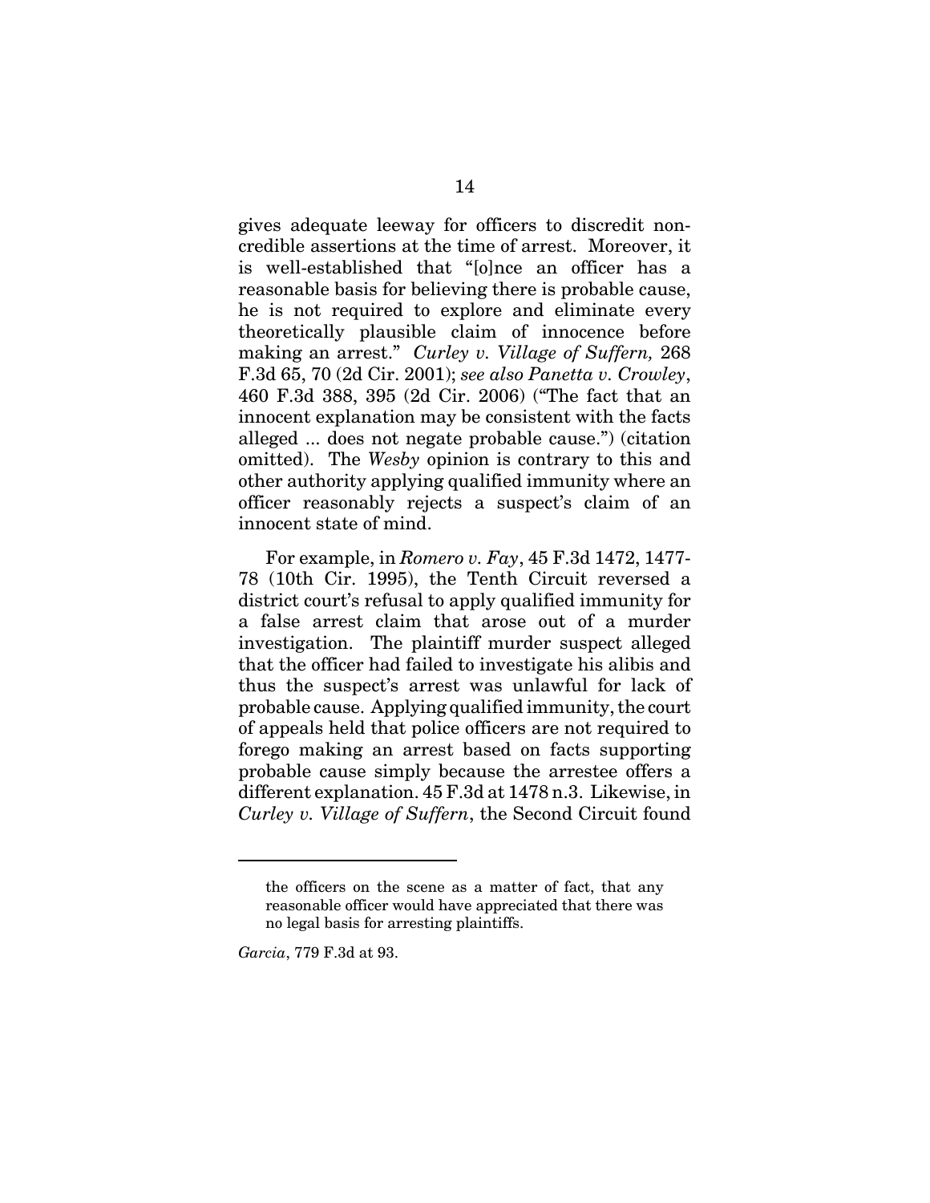gives adequate leeway for officers to discredit non-credible assertions at the time of arrest. Moreover, it is well-established that "[o]nce an officer has a reasonable basis for believing there is probable cause, he is not required to explore and eliminate every theoretically plausible claim of innocence before making an arrest." *Curley v. Village of Suffern,* 268 F.3d 65, 70 (2d Cir. 2001); *see also Panetta v. Crowley*, 460 F.3d 388, 395 (2d Cir. 2006) ("The fact that an innocent explanation may be consistent with the facts alleged ... does not negate probable cause.") (citation omitted). The *Wesby* opinion is contrary to this and other authority applying qualified immunity where an officer reasonably rejects a suspect's claim of an innocent state of mind.

For example, in *Romero v. Fay*, 45 F.3d 1472, 1477-78 (10th Cir. 1995), the Tenth Circuit reversed a district court's refusal to apply qualified immunity for a false arrest claim that arose out of a murder investigation. The plaintiff murder suspect alleged that the officer had failed to investigate his alibis and thus the suspect's arrest was unlawful for lack of probable cause. Applying qualified immunity, the court of appeals held that police officers are not required to forego making an arrest based on facts supporting probable cause simply because the arrestee offers a different explanation. 45 F.3d at 1478 n.3. Likewise, in *Curley v. Village of Suffern*, the Second Circuit found

---

the officers on the scene as a matter of fact, that any reasonable officer would have appreciated that there was no legal basis for arresting plaintiffs.

*Garcia*, 779 F.3d at 93.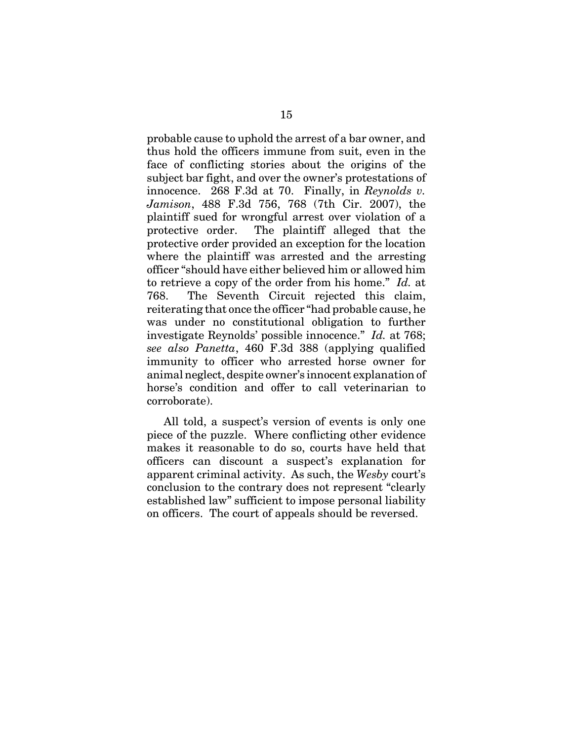probable cause to uphold the arrest of a bar owner, and thus hold the officers immune from suit, even in the face of conflicting stories about the origins of the subject bar fight, and over the owner's protestations of innocence. 268 F.3d at 70. Finally, in *Reynolds v. Jamison*, 488 F.3d 756, 768 (7th Cir. 2007), the plaintiff sued for wrongful arrest over violation of a protective order. The plaintiff alleged that the protective order provided an exception for the location where the plaintiff was arrested and the arresting officer "should have either believed him or allowed him to retrieve a copy of the order from his home." *Id.* at 768. The Seventh Circuit rejected this claim, reiterating that once the officer "had probable cause, he was under no constitutional obligation to further investigate Reynolds' possible innocence." *Id.* at 768; *see also Panetta*, 460 F.3d 388 (applying qualified immunity to officer who arrested horse owner for animal neglect, despite owner's innocent explanation of horse's condition and offer to call veterinarian to corroborate).

All told, a suspect's version of events is only one piece of the puzzle. Where conflicting other evidence makes it reasonable to do so, courts have held that officers can discount a suspect's explanation for apparent criminal activity. As such, the *Wesby* court's conclusion to the contrary does not represent "clearly established law" sufficient to impose personal liability on officers. The court of appeals should be reversed.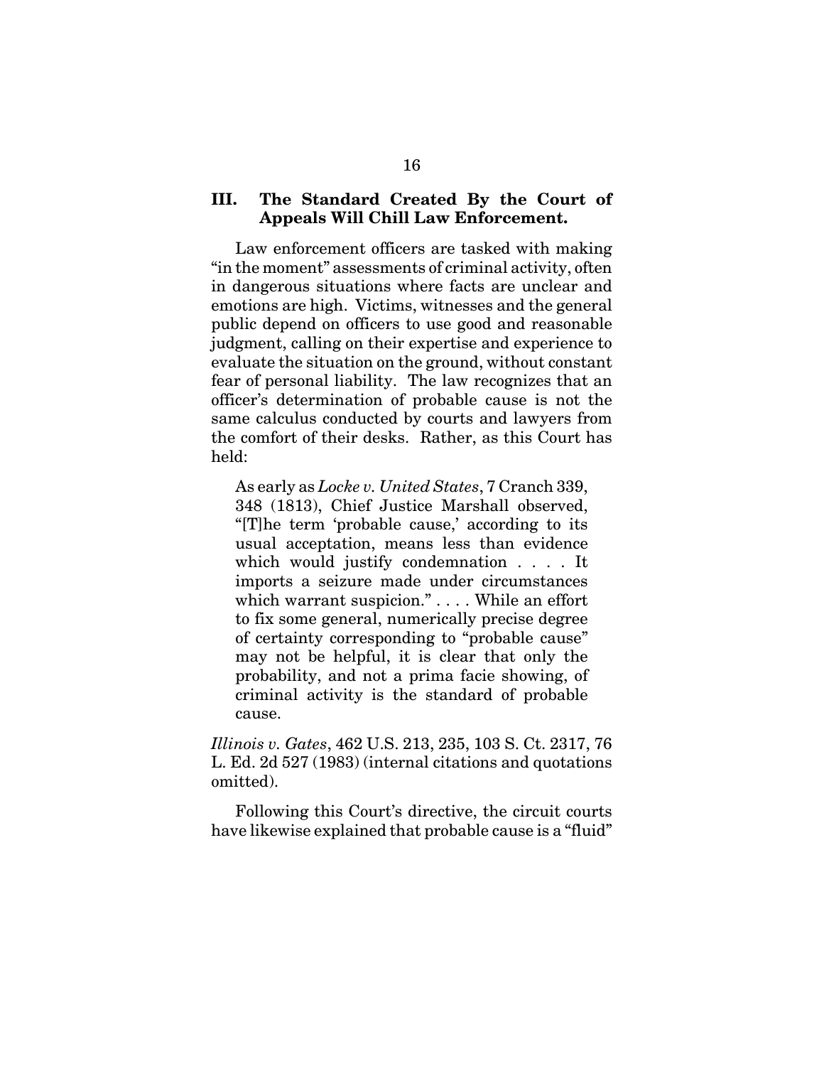## III. The Standard Created By the Court of Appeals Will Chill Law Enforcement.

Law enforcement officers are tasked with making "in the moment" assessments of criminal activity, often in dangerous situations where facts are unclear and emotions are high. Victims, witnesses and the general public depend on officers to use good and reasonable judgment, calling on their expertise and experience to evaluate the situation on the ground, without constant fear of personal liability. The law recognizes that an officer's determination of probable cause is not the same calculus conducted by courts and lawyers from the comfort of their desks. Rather, as this Court has held:

> As early as *Locke v. United States*, 7 Cranch 339, 348 (1813), Chief Justice Marshall observed, "[T]he term 'probable cause,' according to its usual acceptation, means less than evidence which would justify condemnation . . . . It imports a seizure made under circumstances which warrant suspicion." . . . . While an effort to fix some general, numerically precise degree of certainty corresponding to "probable cause" may not be helpful, it is clear that only the probability, and not a prima facie showing, of criminal activity is the standard of probable cause.

*Illinois v. Gates*, 462 U.S. 213, 235, 103 S. Ct. 2317, 76 L. Ed. 2d 527 (1983) (internal citations and quotations omitted).

Following this Court's directive, the circuit courts have likewise explained that probable cause is a "fluid"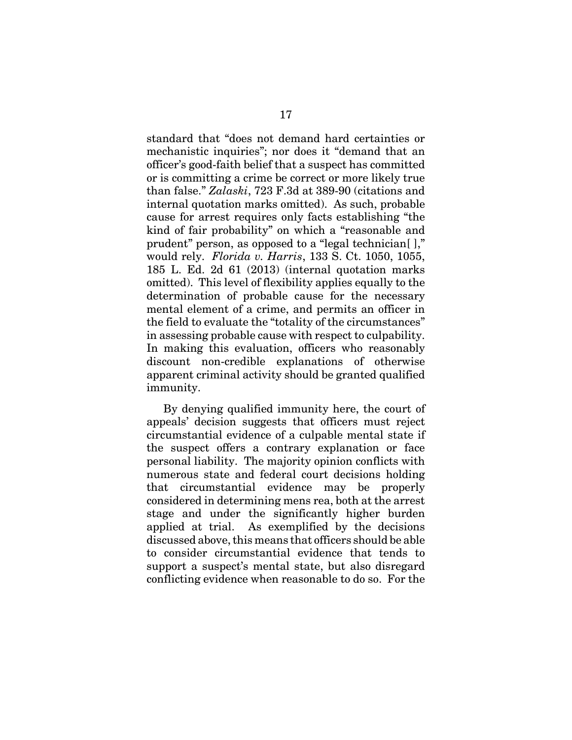standard that "does not demand hard certainties or mechanistic inquiries"; nor does it "demand that an officer's good-faith belief that a suspect has committed or is committing a crime be correct or more likely true than false." *Zalaski*, 723 F.3d at 389-90 (citations and internal quotation marks omitted). As such, probable cause for arrest requires only facts establishing "the kind of fair probability" on which a "reasonable and prudent" person, as opposed to a "legal technician[ ]," would rely. *Florida v. Harris*, 133 S. Ct. 1050, 1055, 185 L. Ed. 2d 61 (2013) (internal quotation marks omitted). This level of flexibility applies equally to the determination of probable cause for the necessary mental element of a crime, and permits an officer in the field to evaluate the "totality of the circumstances" in assessing probable cause with respect to culpability. In making this evaluation, officers who reasonably discount non-credible explanations of otherwise apparent criminal activity should be granted qualified immunity.

By denying qualified immunity here, the court of appeals' decision suggests that officers must reject circumstantial evidence of a culpable mental state if the suspect offers a contrary explanation or face personal liability. The majority opinion conflicts with numerous state and federal court decisions holding that circumstantial evidence may be properly considered in determining mens rea, both at the arrest stage and under the significantly higher burden applied at trial. As exemplified by the decisions discussed above, this means that officers should be able to consider circumstantial evidence that tends to support a suspect's mental state, but also disregard conflicting evidence when reasonable to do so. For the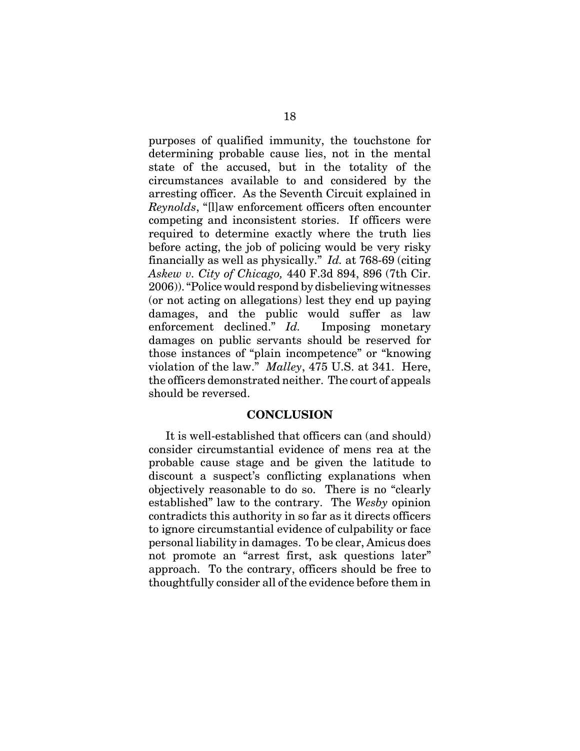purposes of qualified immunity, the touchstone for determining probable cause lies, not in the mental state of the accused, but in the totality of the circumstances available to and considered by the arresting officer. As the Seventh Circuit explained in *Reynolds*, "[l]aw enforcement officers often encounter competing and inconsistent stories. If officers were required to determine exactly where the truth lies before acting, the job of policing would be very risky financially as well as physically." *Id.* at 768-69 (citing *Askew v. City of Chicago,* 440 F.3d 894, 896 (7th Cir. 2006)). "Police would respond by disbelieving witnesses (or not acting on allegations) lest they end up paying damages, and the public would suffer as law enforcement declined." *Id.* Imposing monetary damages on public servants should be reserved for those instances of "plain incompetence" or "knowing violation of the law." *Malley*, 475 U.S. at 341. Here, the officers demonstrated neither. The court of appeals should be reversed.

## CONCLUSION

It is well-established that officers can (and should) consider circumstantial evidence of mens rea at the probable cause stage and be given the latitude to discount a suspect's conflicting explanations when objectively reasonable to do so. There is no "clearly established" law to the contrary. The *Wesby* opinion contradicts this authority in so far as it directs officers to ignore circumstantial evidence of culpability or face personal liability in damages. To be clear, Amicus does not promote an "arrest first, ask questions later" approach. To the contrary, officers should be free to thoughtfully consider all of the evidence before them in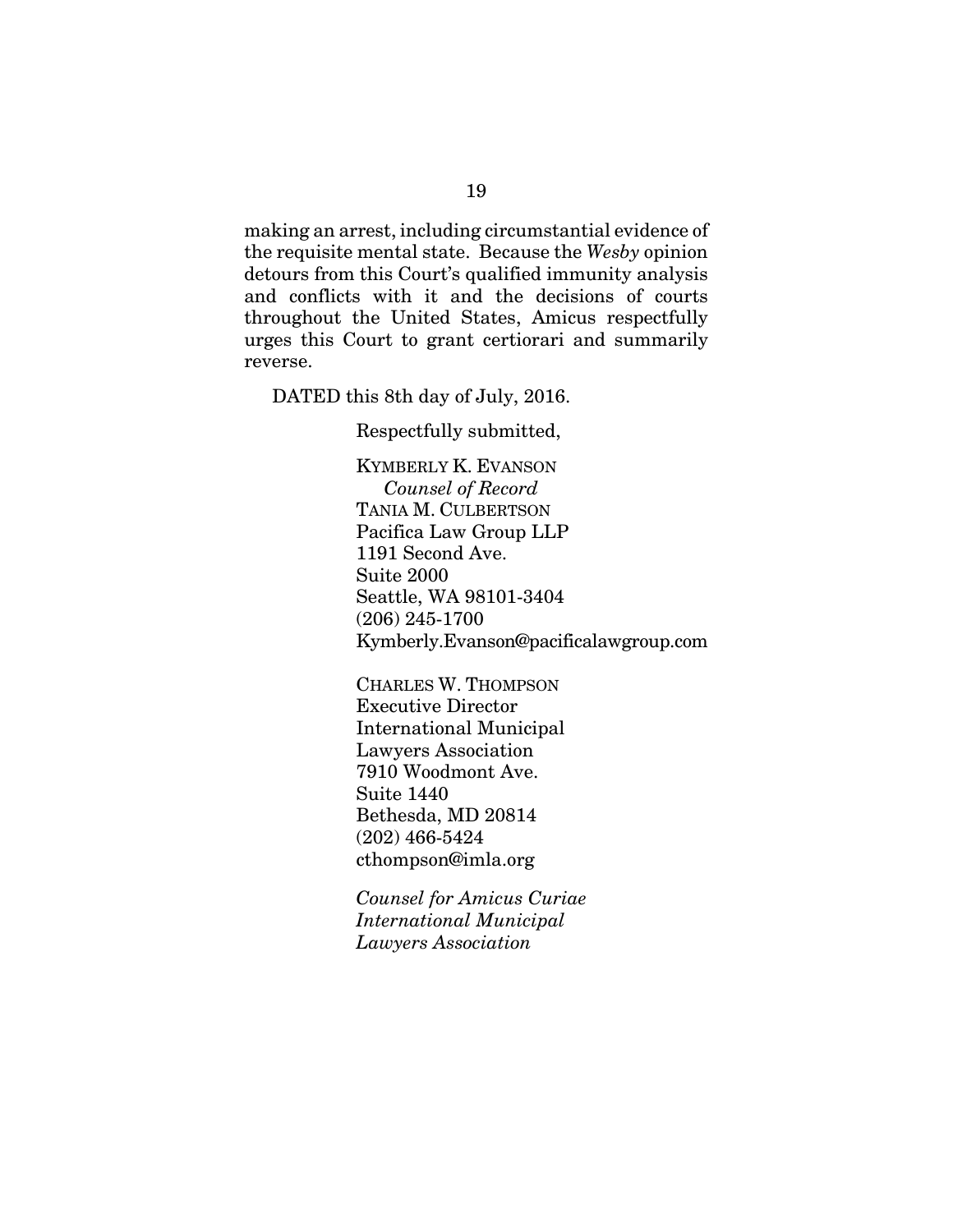making an arrest, including circumstantial evidence of the requisite mental state. Because the *Wesby* opinion detours from this Court's qualified immunity analysis and conflicts with it and the decisions of courts throughout the United States, Amicus respectfully urges this Court to grant certiorari and summarily reverse.

DATED this 8th day of July, 2016.

Respectfully submitted,

KYMBERLY K. EVANSON
*Counsel of Record*
TANIA M. CULBERTSON
Pacifica Law Group LLP
1191 Second Ave.
Suite 2000
Seattle, WA 98101-3404
(206) 245-1700
Kymberly.Evanson@pacificalawgroup.com

CHARLES W. THOMPSON
Executive Director
International Municipal
Lawyers Association
7910 Woodmont Ave.
Suite 1440
Bethesda, MD 20814
(202) 466-5424
cthompson@imla.org

*Counsel for Amicus Curiae*
*International Municipal*
*Lawyers Association*